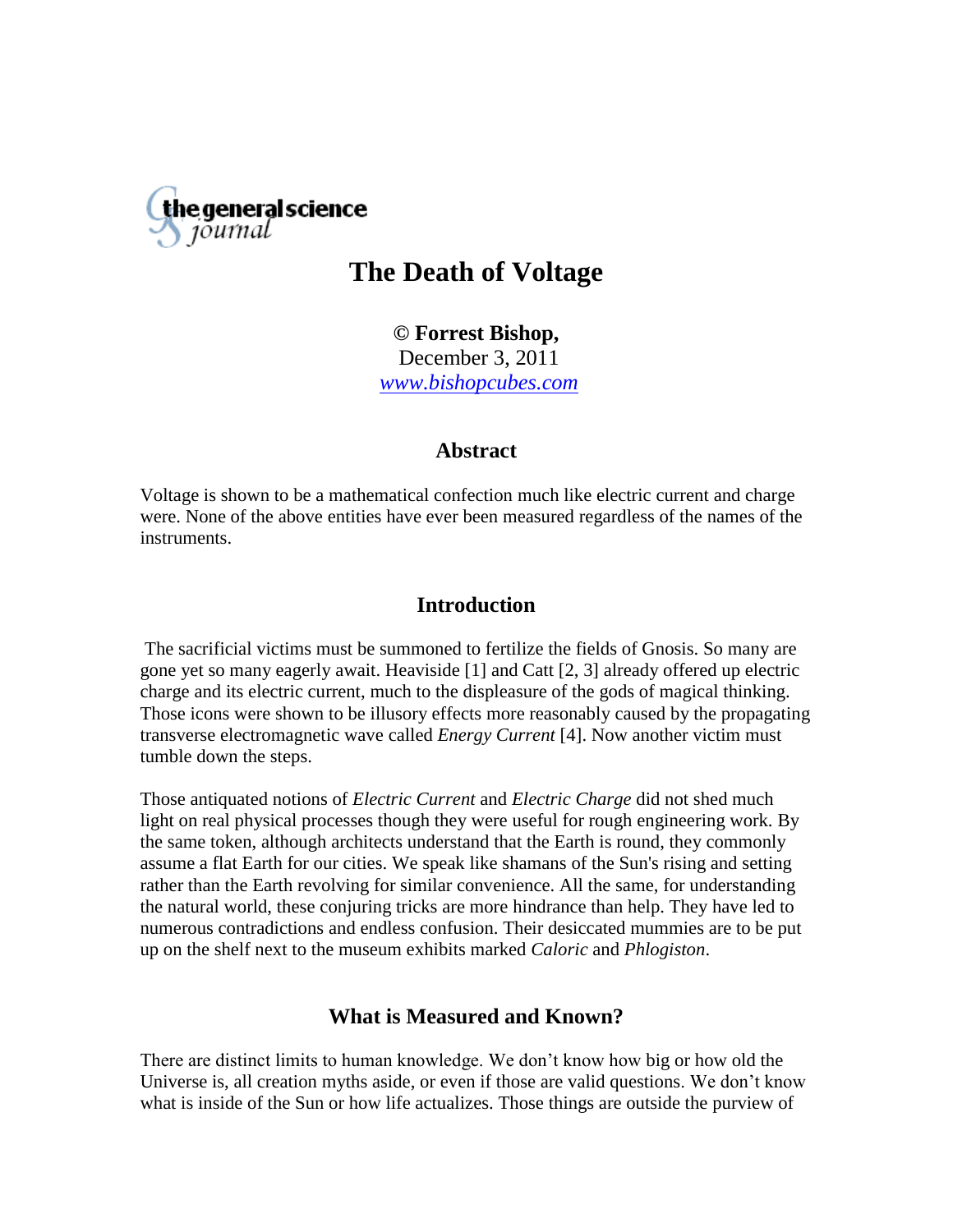# The Death of Voltage

**© Forrest Bishop,**
December 3, 2011
[www.bishopcubes.com](http://www.bishopcubes.com)

## Abstract

Voltage is shown to be a mathematical confection much like electric current and charge were. None of the above entities have ever been measured regardless of the names of the instruments.

## Introduction

The sacrificial victims must be summoned to fertilize the fields of Gnosis. So many are gone yet so many eagerly await. Heaviside [1] and Catt [2, 3] already offered up electric charge and its electric current, much to the displeasure of the gods of magical thinking. Those icons were shown to be illusory effects more reasonably caused by the propagating transverse electromagnetic wave called *Energy Current* [4]. Now another victim must tumble down the steps.

Those antiquated notions of *Electric Current* and *Electric Charge* did not shed much light on real physical processes though they were useful for rough engineering work. By the same token, although architects understand that the Earth is round, they commonly assume a flat Earth for our cities. We speak like shamans of the Sun's rising and setting rather than the Earth revolving for similar convenience. All the same, for understanding the natural world, these conjuring tricks are more hindrance than help. They have led to numerous contradictions and endless confusion. Their desiccated mummies are to be put up on the shelf next to the museum exhibits marked *Caloric* and *Phlogiston*.

## What is Measured and Known?

There are distinct limits to human knowledge. We don't know how big or how old the Universe is, all creation myths aside, or even if those are valid questions. We don't know what is inside of the Sun or how life actualizes. Those things are outside the purview of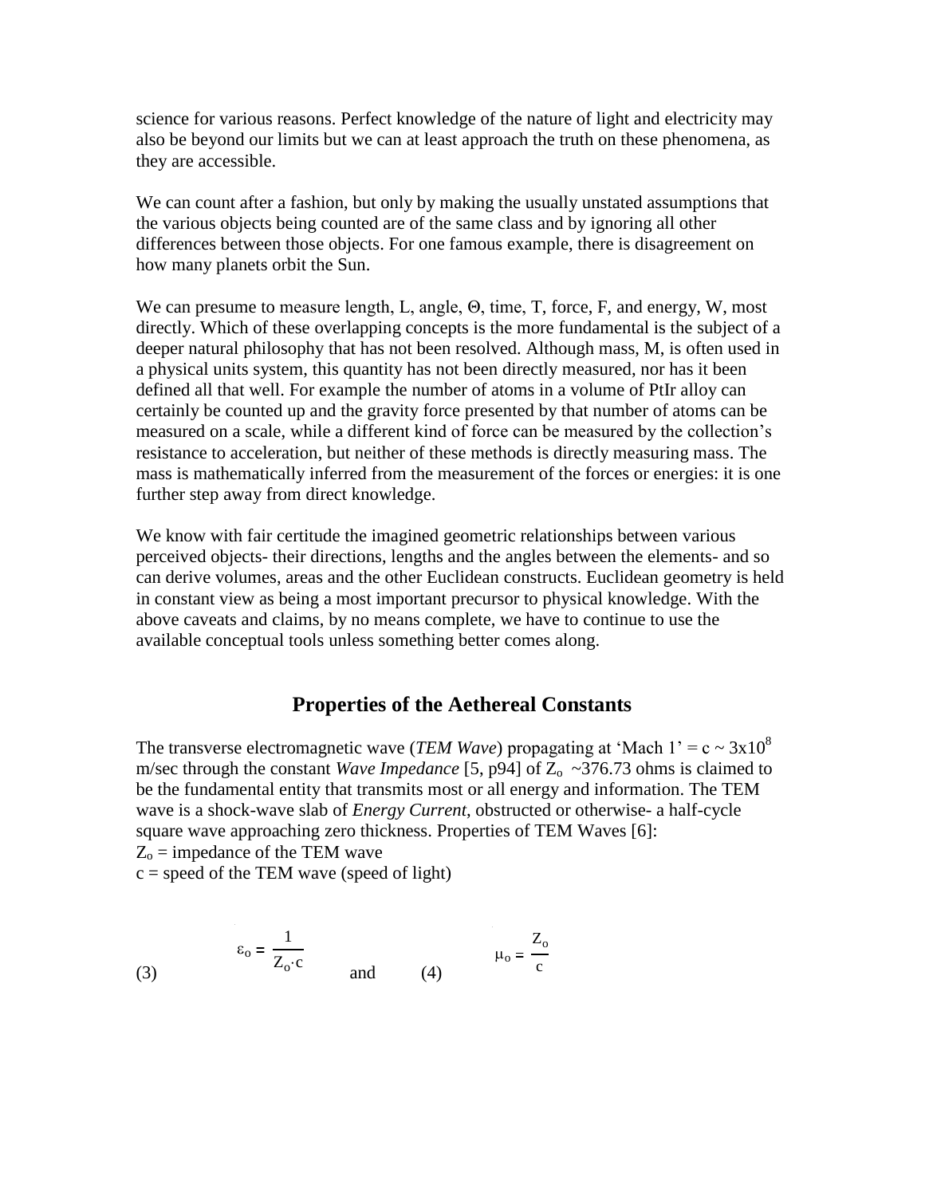science for various reasons. Perfect knowledge of the nature of light and electricity may also be beyond our limits but we can at least approach the truth on these phenomena, as they are accessible.

We can count after a fashion, but only by making the usually unstated assumptions that the various objects being counted are of the same class and by ignoring all other differences between those objects. For one famous example, there is disagreement on how many planets orbit the Sun.

We can presume to measure length, L, angle, Θ, time, T, force, F, and energy, W, most directly. Which of these overlapping concepts is the more fundamental is the subject of a deeper natural philosophy that has not been resolved. Although mass, M, is often used in a physical units system, this quantity has not been directly measured, nor has it been defined all that well. For example the number of atoms in a volume of PtIr alloy can certainly be counted up and the gravity force presented by that number of atoms can be measured on a scale, while a different kind of force can be measured by the collection's resistance to acceleration, but neither of these methods is directly measuring mass. The mass is mathematically inferred from the measurement of the forces or energies: it is one further step away from direct knowledge.

We know with fair certitude the imagined geometric relationships between various perceived objects- their directions, lengths and the angles between the elements- and so can derive volumes, areas and the other Euclidean constructs. Euclidean geometry is held in constant view as being a most important precursor to physical knowledge. With the above caveats and claims, by no means complete, we have to continue to use the available conceptual tools unless something better comes along.

## Properties of the Aethereal Constants

The transverse electromagnetic wave (*TEM Wave*) propagating at 'Mach 1' = $c \sim 3 \times 10^8$ m/sec through the constant *Wave Impedance* [5, p94] of $Z_o$ ~376.73 ohms is claimed to be the fundamental entity that transmits most or all energy and information. The TEM wave is a shock-wave slab of *Energy Current*, obstructed or otherwise- a half-cycle square wave approaching zero thickness. Properties of TEM Waves [6]:

$Z_o$ = impedance of the TEM wave
c = speed of the TEM wave (speed of light)

(3) $$\varepsilon_o = \frac{1}{Z_o \cdot c}$$ and (4) $$\mu_o = \frac{Z_o}{c}$$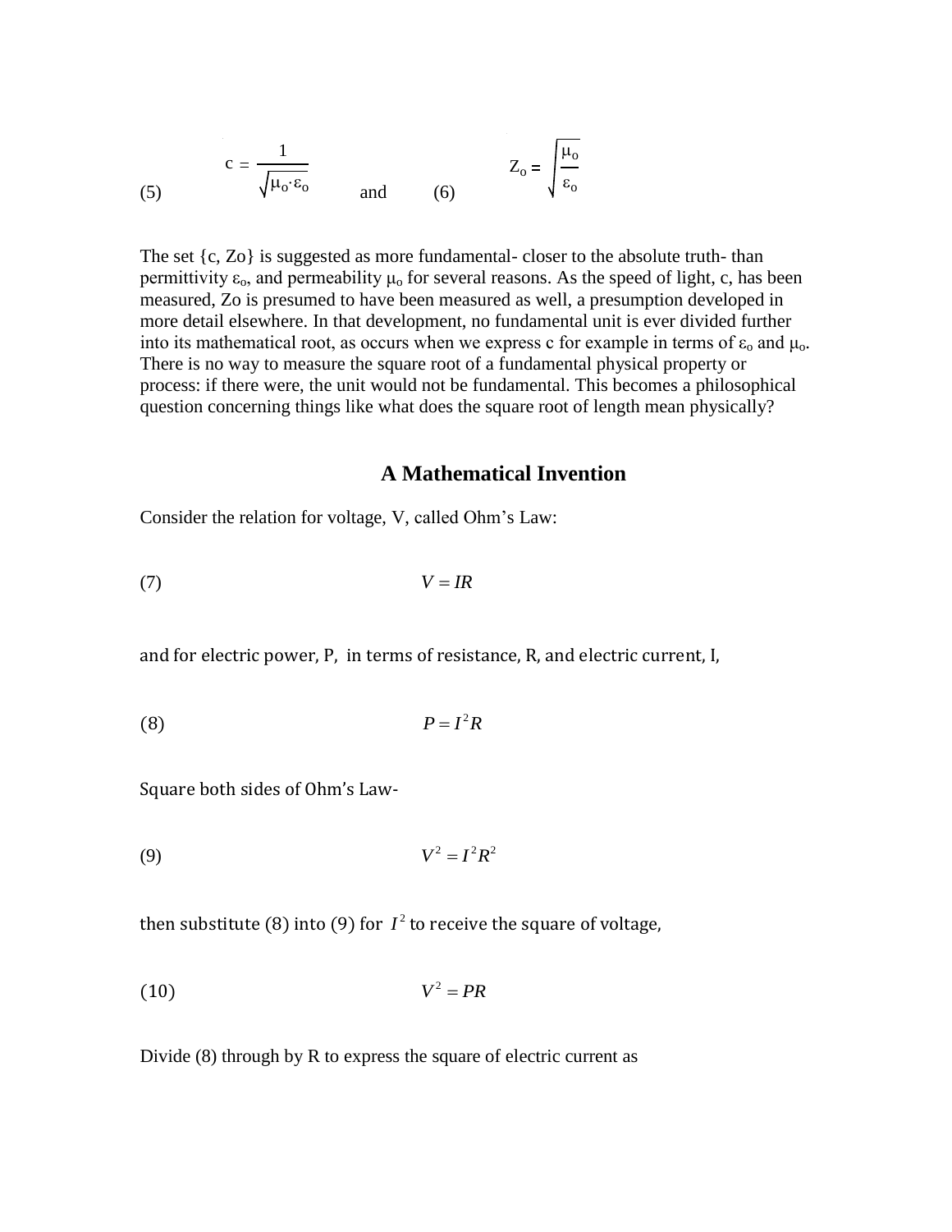$$c = \frac{1}{\sqrt{\mu_o \cdot \varepsilon_o}} \quad (5) \qquad \text{and} \qquad Z_o = \sqrt{\frac{\mu_o}{\varepsilon_o}} \quad (6)$$

The set {c, Zo} is suggested as more fundamental- closer to the absolute truth- than permittivity $\varepsilon_o$, and permeability $\mu_o$ for several reasons. As the speed of light, c, has been measured, Zo is presumed to have been measured as well, a presumption developed in more detail elsewhere. In that development, no fundamental unit is ever divided further into its mathematical root, as occurs when we express c for example in terms of $\varepsilon_o$ and $\mu_o$. There is no way to measure the square root of a fundamental physical property or process: if there were, the unit would not be fundamental. This becomes a philosophical question concerning things like what does the square root of length mean physically?

## A Mathematical Invention

Consider the relation for voltage, V, called Ohm's Law:

$$V = IR \quad (7)$$

and for electric power, P, in terms of resistance, R, and electric current, I,

$$P = I^2 R \quad (8)$$

Square both sides of Ohm's Law-

$$V^2 = I^2 R^2 \quad (9)$$

then substitute (8) into (9) for $I^2$ to receive the square of voltage,

$$V^2 = PR \quad (10)$$

Divide (8) through by R to express the square of electric current as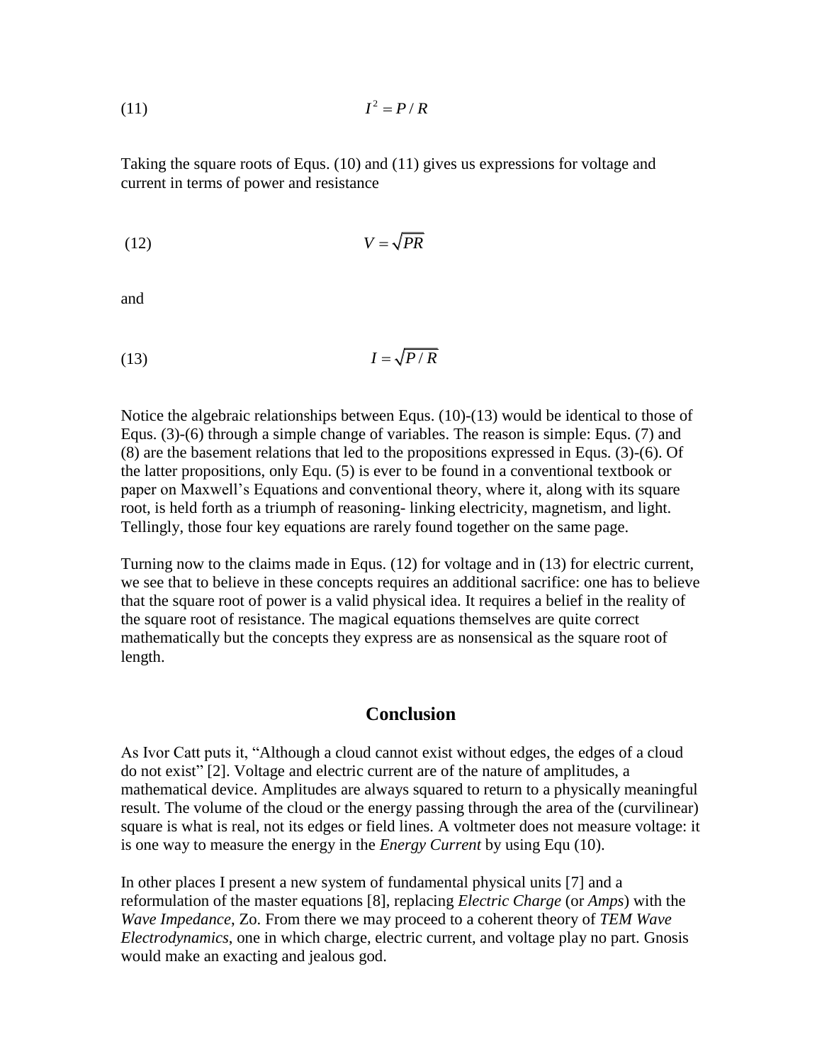$$I^2 = P / R \tag{11}$$

Taking the square roots of Equs. (10) and (11) gives us expressions for voltage and current in terms of power and resistance

$$V = \sqrt{PR} \tag{12}$$

and

$$I = \sqrt{P / R} \tag{13}$$

Notice the algebraic relationships between Equs. (10)-(13) would be identical to those of Equs. (3)-(6) through a simple change of variables. The reason is simple: Equs. (7) and (8) are the basement relations that led to the propositions expressed in Equs. (3)-(6). Of the latter propositions, only Equ. (5) is ever to be found in a conventional textbook or paper on Maxwell's Equations and conventional theory, where it, along with its square root, is held forth as a triumph of reasoning- linking electricity, magnetism, and light. Tellingly, those four key equations are rarely found together on the same page.

Turning now to the claims made in Equs. (12) for voltage and in (13) for electric current, we see that to believe in these concepts requires an additional sacrifice: one has to believe that the square root of power is a valid physical idea. It requires a belief in the reality of the square root of resistance. The magical equations themselves are quite correct mathematically but the concepts they express are as nonsensical as the square root of length.

## Conclusion

As Ivor Catt puts it, "Although a cloud cannot exist without edges, the edges of a cloud do not exist" [2]. Voltage and electric current are of the nature of amplitudes, a mathematical device. Amplitudes are always squared to return to a physically meaningful result. The volume of the cloud or the energy passing through the area of the (curvilinear) square is what is real, not its edges or field lines. A voltmeter does not measure voltage: it is one way to measure the energy in the *Energy Current* by using Equ (10).

In other places I present a new system of fundamental physical units [7] and a reformulation of the master equations [8], replacing *Electric Charge* (or *Amps*) with the *Wave Impedance*, Zo. From there we may proceed to a coherent theory of *TEM Wave Electrodynamics*, one in which charge, electric current, and voltage play no part. Gnosis would make an exacting and jealous god.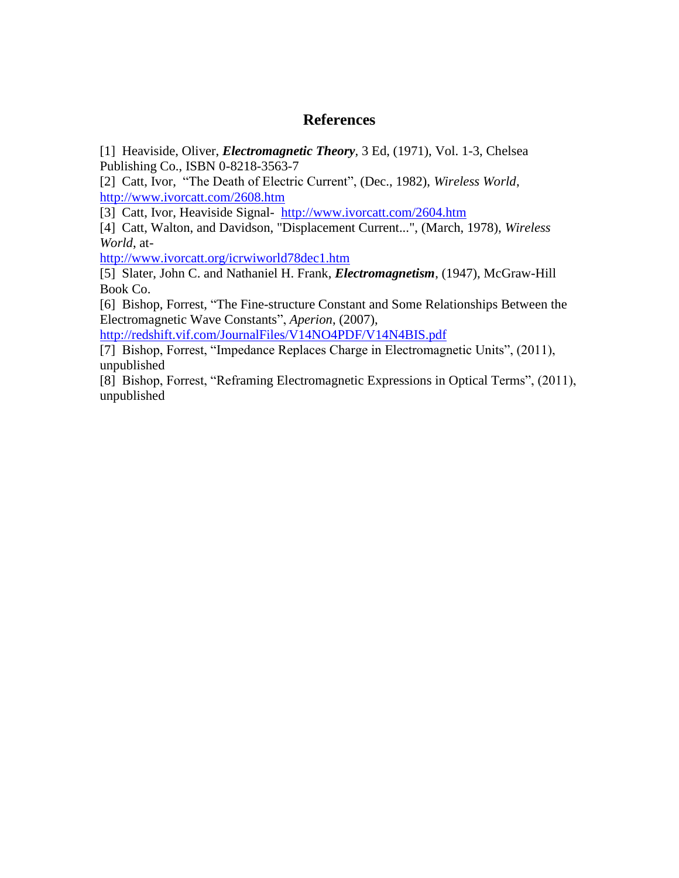## References

[1] Heaviside, Oliver, ***Electromagnetic Theory***, 3 Ed, (1971), Vol. 1-3, Chelsea Publishing Co., ISBN 0-8218-3563-7

[2] Catt, Ivor, "The Death of Electric Current", (Dec., 1982), *Wireless World*, http://www.ivorcatt.com/2608.htm

[3] Catt, Ivor, Heaviside Signal- http://www.ivorcatt.com/2604.htm

[4] Catt, Walton, and Davidson, "Displacement Current...", (March, 1978), *Wireless World*, at- http://www.ivorcatt.org/icrwiworld78dec1.htm

[5] Slater, John C. and Nathaniel H. Frank, ***Electromagnetism***, (1947), McGraw-Hill Book Co.

[6] Bishop, Forrest, "The Fine-structure Constant and Some Relationships Between the Electromagnetic Wave Constants", *Aperion*, (2007), http://redshift.vif.com/JournalFiles/V14NO4PDF/V14N4BIS.pdf

[7] Bishop, Forrest, "Impedance Replaces Charge in Electromagnetic Units", (2011), unpublished

[8] Bishop, Forrest, "Reframing Electromagnetic Expressions in Optical Terms", (2011), unpublished